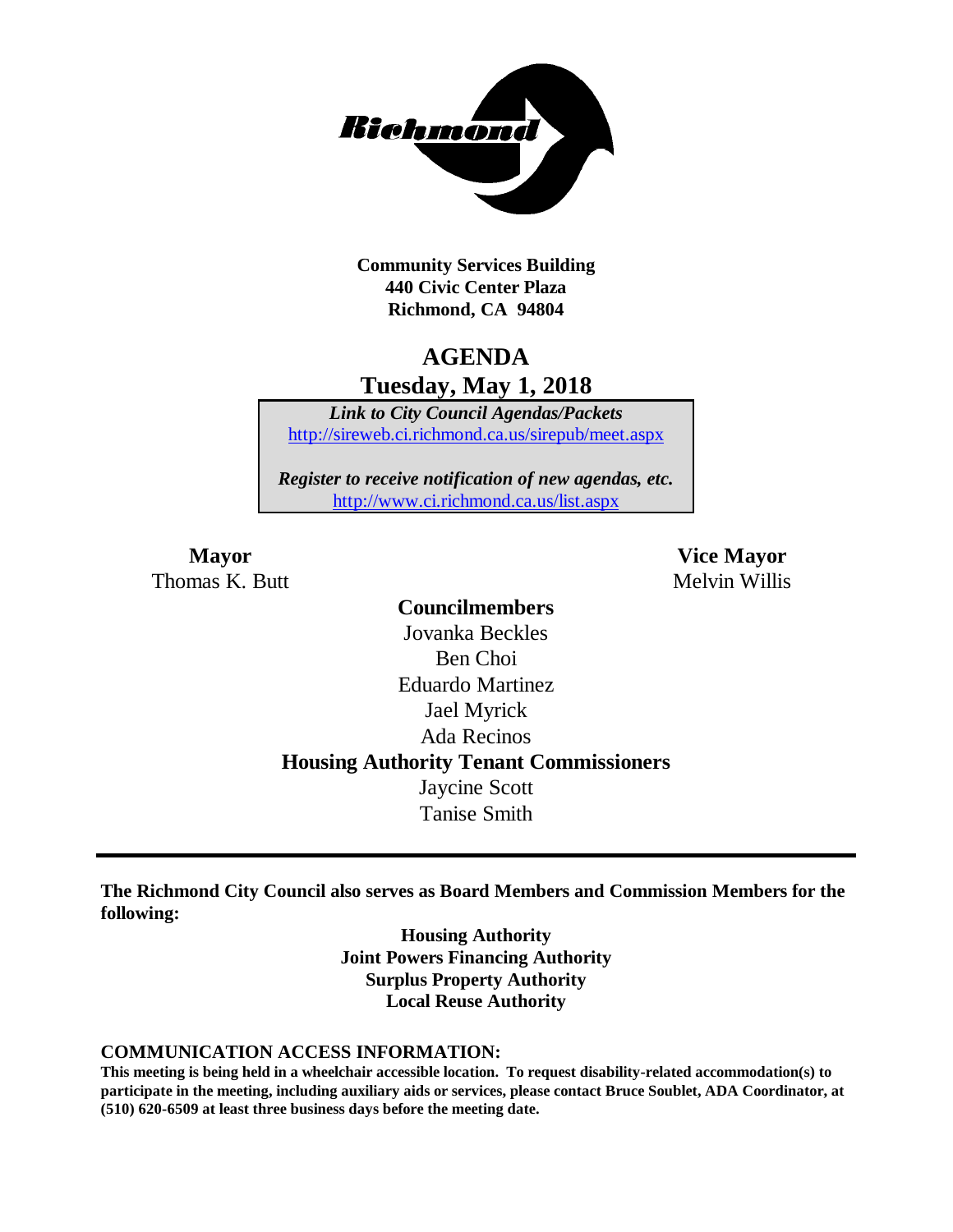**Community Services Building**
**440 Civic Center Plaza**
**Richmond, CA 94804**

# AGENDA
## Tuesday, May 1, 2018

***Link to City Council Agendas/Packets***
http://sireweb.ci.richmond.ca.us/sirepub/meet.aspx

***Register to receive notification of new agendas, etc.***
http://www.ci.richmond.ca.us/list.aspx

**Mayor**
Thomas K. Butt

**Vice Mayor**
Melvin Willis

**Councilmembers**
Jovanka Beckles
Ben Choi
Eduardo Martinez
Jael Myrick
Ada Recinos

**Housing Authority Tenant Commissioners**
Jaycine Scott
Tanise Smith

---

**The Richmond City Council also serves as Board Members and Commission Members for the following:**

**Housing Authority**
**Joint Powers Financing Authority**
**Surplus Property Authority**
**Local Reuse Authority**

**COMMUNICATION ACCESS INFORMATION:**

**This meeting is being held in a wheelchair accessible location. To request disability-related accommodation(s) to participate in the meeting, including auxiliary aids or services, please contact Bruce Soublet, ADA Coordinator, at (510) 620-6509 at least three business days before the meeting date.**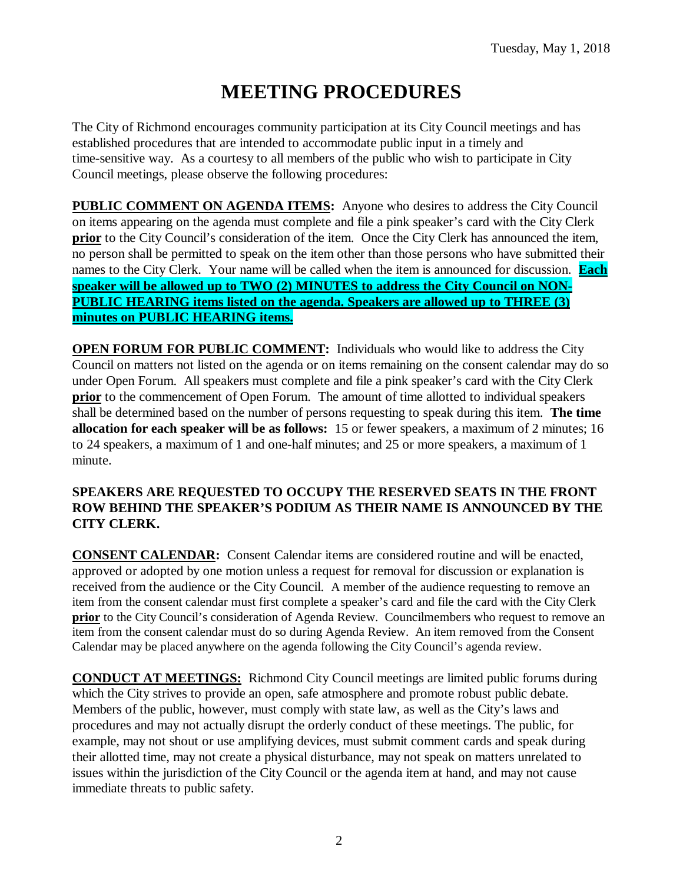# MEETING PROCEDURES

The City of Richmond encourages community participation at its City Council meetings and has established procedures that are intended to accommodate public input in a timely and time-sensitive way. As a courtesy to all members of the public who wish to participate in City Council meetings, please observe the following procedures:

**PUBLIC COMMENT ON AGENDA ITEMS:** Anyone who desires to address the City Council on items appearing on the agenda must complete and file a pink speaker's card with the City Clerk **prior** to the City Council's consideration of the item. Once the City Clerk has announced the item, no person shall be permitted to speak on the item other than those persons who have submitted their names to the City Clerk. Your name will be called when the item is announced for discussion. **Each speaker will be allowed up to TWO (2) MINUTES to address the City Council on NON-PUBLIC HEARING items listed on the agenda. Speakers are allowed up to THREE (3) minutes on PUBLIC HEARING items.**

**OPEN FORUM FOR PUBLIC COMMENT:** Individuals who would like to address the City Council on matters not listed on the agenda or on items remaining on the consent calendar may do so under Open Forum. All speakers must complete and file a pink speaker's card with the City Clerk **prior** to the commencement of Open Forum. The amount of time allotted to individual speakers shall be determined based on the number of persons requesting to speak during this item. **The time allocation for each speaker will be as follows:** 15 or fewer speakers, a maximum of 2 minutes; 16 to 24 speakers, a maximum of 1 and one-half minutes; and 25 or more speakers, a maximum of 1 minute.

**SPEAKERS ARE REQUESTED TO OCCUPY THE RESERVED SEATS IN THE FRONT ROW BEHIND THE SPEAKER'S PODIUM AS THEIR NAME IS ANNOUNCED BY THE CITY CLERK.**

**CONSENT CALENDAR:** Consent Calendar items are considered routine and will be enacted, approved or adopted by one motion unless a request for removal for discussion or explanation is received from the audience or the City Council. A member of the audience requesting to remove an item from the consent calendar must first complete a speaker's card and file the card with the City Clerk **prior** to the City Council's consideration of Agenda Review. Councilmembers who request to remove an item from the consent calendar must do so during Agenda Review. An item removed from the Consent Calendar may be placed anywhere on the agenda following the City Council's agenda review.

**CONDUCT AT MEETINGS:** Richmond City Council meetings are limited public forums during which the City strives to provide an open, safe atmosphere and promote robust public debate. Members of the public, however, must comply with state law, as well as the City's laws and procedures and may not actually disrupt the orderly conduct of these meetings. The public, for example, may not shout or use amplifying devices, must submit comment cards and speak during their allotted time, may not create a physical disturbance, may not speak on matters unrelated to issues within the jurisdiction of the City Council or the agenda item at hand, and may not cause immediate threats to public safety.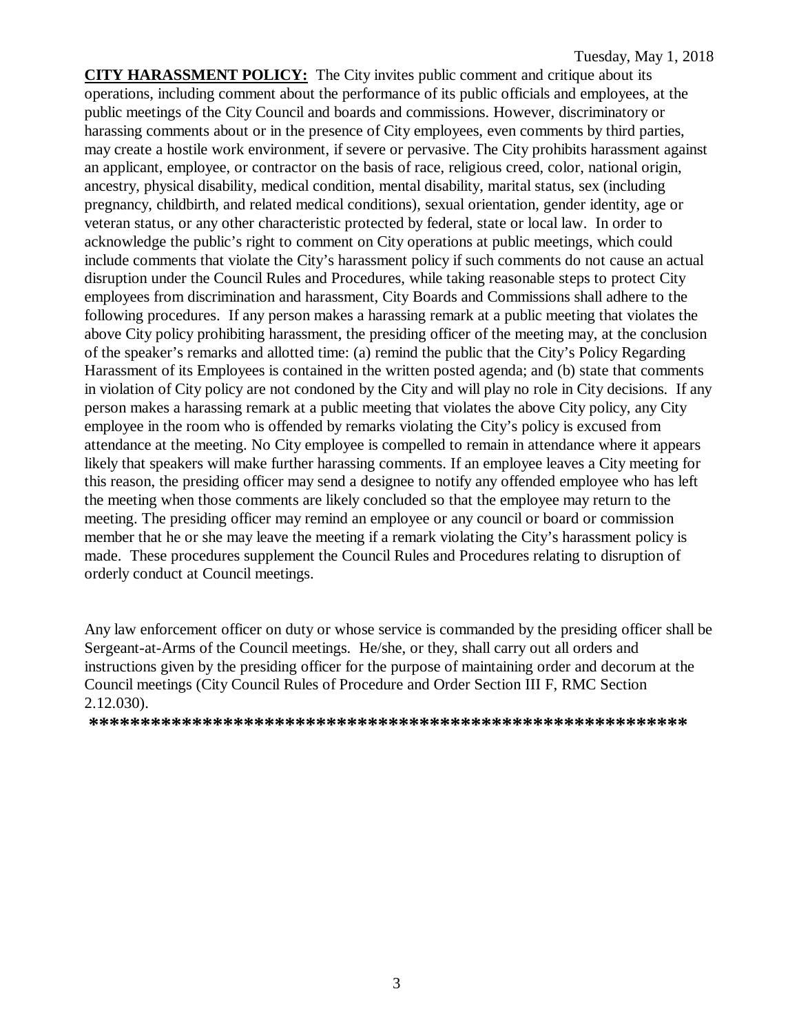Tuesday, May 1, 2018

**CITY HARASSMENT POLICY:** The City invites public comment and critique about its operations, including comment about the performance of its public officials and employees, at the public meetings of the City Council and boards and commissions. However, discriminatory or harassing comments about or in the presence of City employees, even comments by third parties, may create a hostile work environment, if severe or pervasive. The City prohibits harassment against an applicant, employee, or contractor on the basis of race, religious creed, color, national origin, ancestry, physical disability, medical condition, mental disability, marital status, sex (including pregnancy, childbirth, and related medical conditions), sexual orientation, gender identity, age or veteran status, or any other characteristic protected by federal, state or local law. In order to acknowledge the public's right to comment on City operations at public meetings, which could include comments that violate the City's harassment policy if such comments do not cause an actual disruption under the Council Rules and Procedures, while taking reasonable steps to protect City employees from discrimination and harassment, City Boards and Commissions shall adhere to the following procedures. If any person makes a harassing remark at a public meeting that violates the above City policy prohibiting harassment, the presiding officer of the meeting may, at the conclusion of the speaker's remarks and allotted time: (a) remind the public that the City's Policy Regarding Harassment of its Employees is contained in the written posted agenda; and (b) state that comments in violation of City policy are not condoned by the City and will play no role in City decisions. If any person makes a harassing remark at a public meeting that violates the above City policy, any City employee in the room who is offended by remarks violating the City's policy is excused from attendance at the meeting. No City employee is compelled to remain in attendance where it appears likely that speakers will make further harassing comments. If an employee leaves a City meeting for this reason, the presiding officer may send a designee to notify any offended employee who has left the meeting when those comments are likely concluded so that the employee may return to the meeting. The presiding officer may remind an employee or any council or board or commission member that he or she may leave the meeting if a remark violating the City's harassment policy is made. These procedures supplement the Council Rules and Procedures relating to disruption of orderly conduct at Council meetings.

Any law enforcement officer on duty or whose service is commanded by the presiding officer shall be Sergeant-at-Arms of the Council meetings. He/she, or they, shall carry out all orders and instructions given by the presiding officer for the purpose of maintaining order and decorum at the Council meetings (City Council Rules of Procedure and Order Section III F, RMC Section 2.12.030).

**\*\*\*\*\*\*\*\*\*\*\*\*\*\*\*\*\*\*\*\*\*\*\*\*\*\*\*\*\*\*\*\*\*\*\*\*\*\*\*\*\*\*\*\*\*\*\*\*\*\*\*\*\*\*\*\*\*\*\***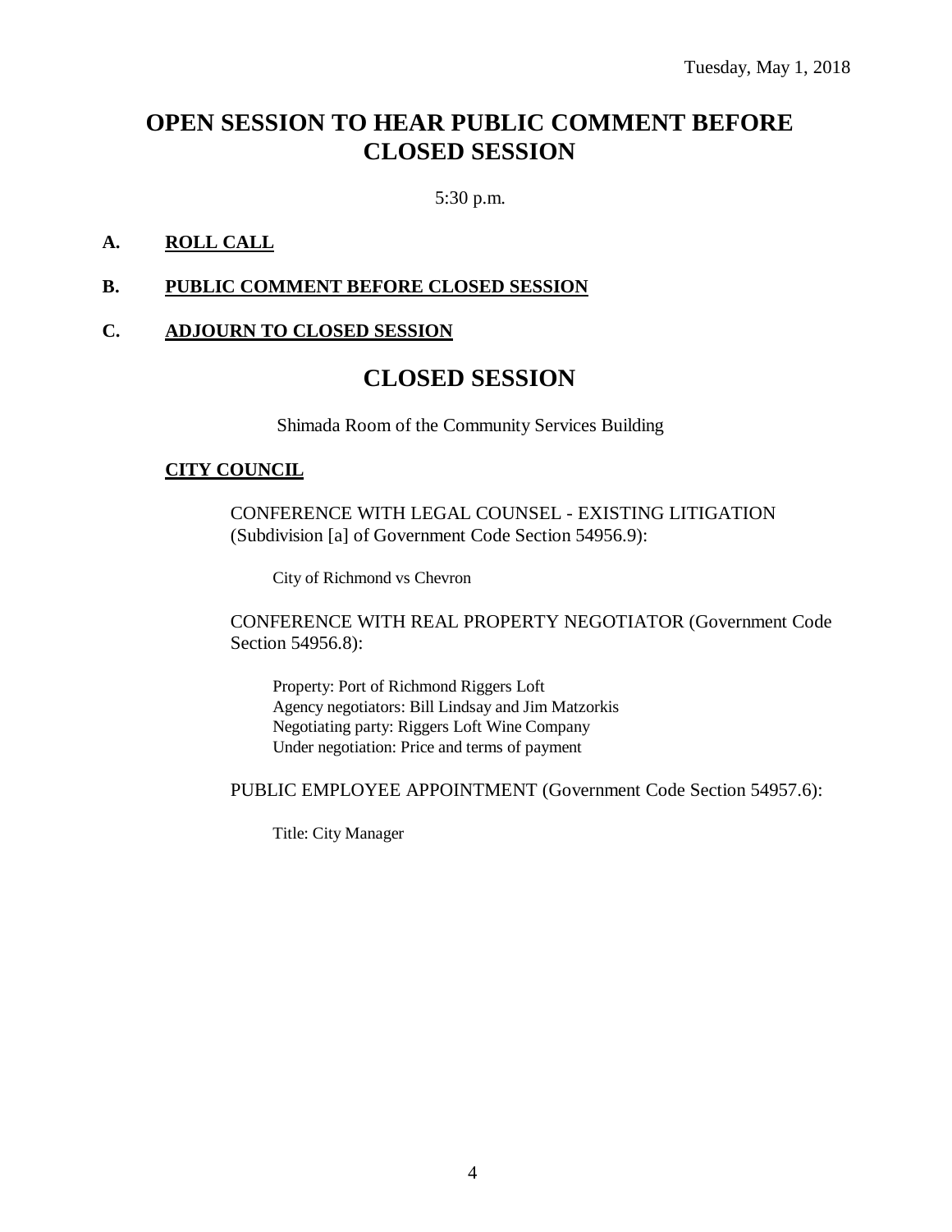Tuesday, May 1, 2018

# OPEN SESSION TO HEAR PUBLIC COMMENT BEFORE CLOSED SESSION

5:30 p.m.

**A. ROLL CALL**

**B. PUBLIC COMMENT BEFORE CLOSED SESSION**

**C. ADJOURN TO CLOSED SESSION**

# CLOSED SESSION

Shimada Room of the Community Services Building

**CITY COUNCIL**

CONFERENCE WITH LEGAL COUNSEL - EXISTING LITIGATION (Subdivision [a] of Government Code Section 54956.9):

City of Richmond vs Chevron

CONFERENCE WITH REAL PROPERTY NEGOTIATOR (Government Code Section 54956.8):

Property: Port of Richmond Riggers Loft
Agency negotiators: Bill Lindsay and Jim Matzorkis
Negotiating party: Riggers Loft Wine Company
Under negotiation: Price and terms of payment

PUBLIC EMPLOYEE APPOINTMENT (Government Code Section 54957.6):

Title: City Manager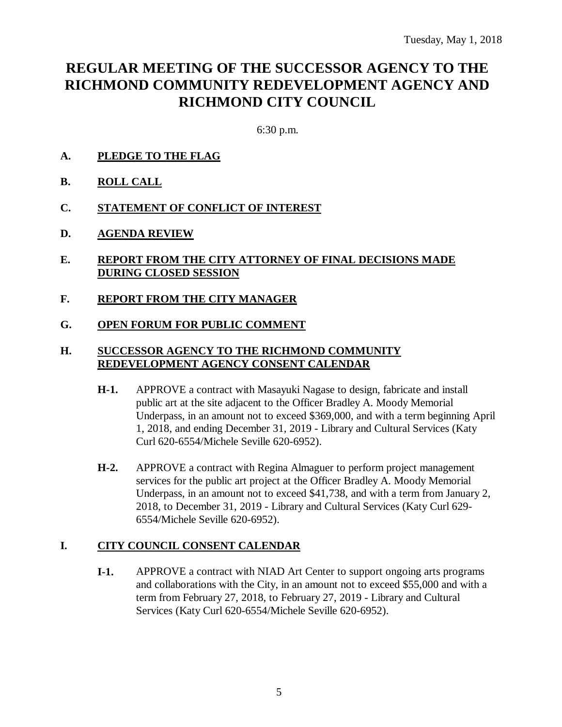Tuesday, May 1, 2018

# REGULAR MEETING OF THE SUCCESSOR AGENCY TO THE RICHMOND COMMUNITY REDEVELOPMENT AGENCY AND RICHMOND CITY COUNCIL

6:30 p.m.

**A. PLEDGE TO THE FLAG**

**B. ROLL CALL**

**C. STATEMENT OF CONFLICT OF INTEREST**

**D. AGENDA REVIEW**

**E. REPORT FROM THE CITY ATTORNEY OF FINAL DECISIONS MADE DURING CLOSED SESSION**

**F. REPORT FROM THE CITY MANAGER**

**G. OPEN FORUM FOR PUBLIC COMMENT**

**H. SUCCESSOR AGENCY TO THE RICHMOND COMMUNITY REDEVELOPMENT AGENCY CONSENT CALENDAR**

**H-1.** APPROVE a contract with Masayuki Nagase to design, fabricate and install public art at the site adjacent to the Officer Bradley A. Moody Memorial Underpass, in an amount not to exceed $369,000, and with a term beginning April 1, 2018, and ending December 31, 2019 - Library and Cultural Services (Katy Curl 620-6554/Michele Seville 620-6952).

**H-2.** APPROVE a contract with Regina Almaguer to perform project management services for the public art project at the Officer Bradley A. Moody Memorial Underpass, in an amount not to exceed $41,738, and with a term from January 2, 2018, to December 31, 2019 - Library and Cultural Services (Katy Curl 629-6554/Michele Seville 620-6952).

**I. CITY COUNCIL CONSENT CALENDAR**

**I-1.** APPROVE a contract with NIAD Art Center to support ongoing arts programs and collaborations with the City, in an amount not to exceed $55,000 and with a term from February 27, 2018, to February 27, 2019 - Library and Cultural Services (Katy Curl 620-6554/Michele Seville 620-6952).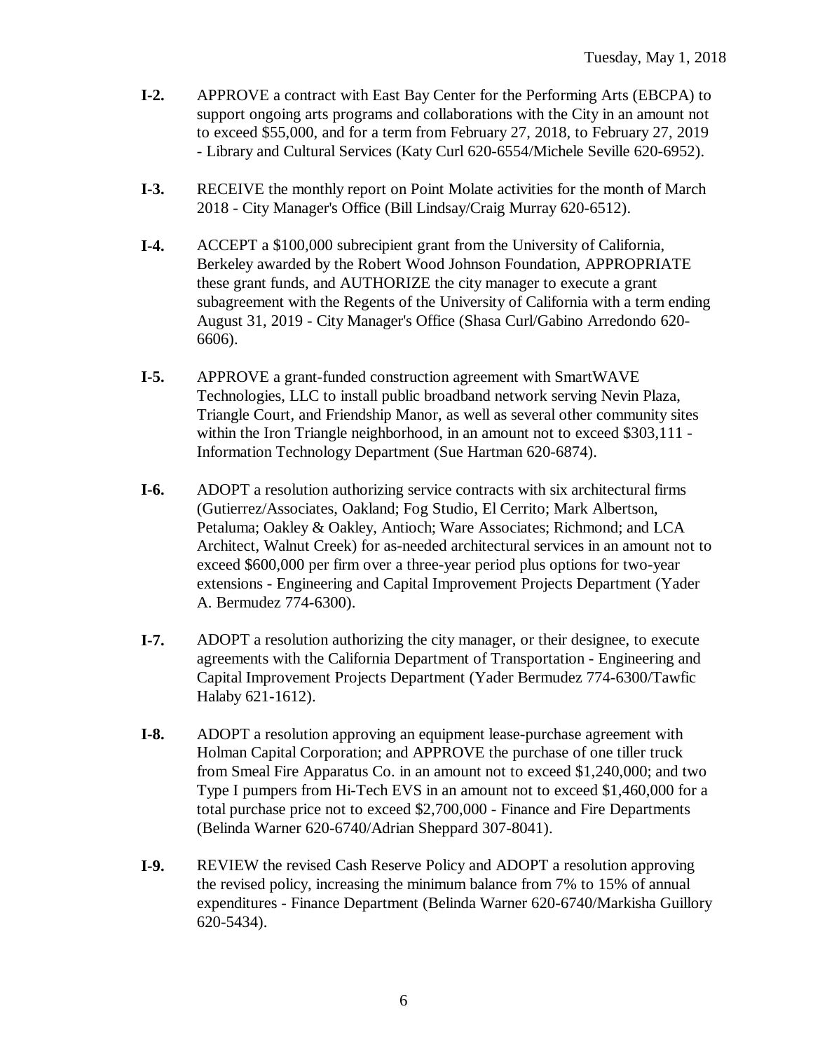**I-2.** APPROVE a contract with East Bay Center for the Performing Arts (EBCPA) to support ongoing arts programs and collaborations with the City in an amount not to exceed $55,000, and for a term from February 27, 2018, to February 27, 2019 - Library and Cultural Services (Katy Curl 620-6554/Michele Seville 620-6952).

**I-3.** RECEIVE the monthly report on Point Molate activities for the month of March 2018 - City Manager's Office (Bill Lindsay/Craig Murray 620-6512).

**I-4.** ACCEPT a $100,000 subrecipient grant from the University of California, Berkeley awarded by the Robert Wood Johnson Foundation, APPROPRIATE these grant funds, and AUTHORIZE the city manager to execute a grant subagreement with the Regents of the University of California with a term ending August 31, 2019 - City Manager's Office (Shasa Curl/Gabino Arredondo 620-6606).

**I-5.** APPROVE a grant-funded construction agreement with SmartWAVE Technologies, LLC to install public broadband network serving Nevin Plaza, Triangle Court, and Friendship Manor, as well as several other community sites within the Iron Triangle neighborhood, in an amount not to exceed $303,111 - Information Technology Department (Sue Hartman 620-6874).

**I-6.** ADOPT a resolution authorizing service contracts with six architectural firms (Gutierrez/Associates, Oakland; Fog Studio, El Cerrito; Mark Albertson, Petaluma; Oakley & Oakley, Antioch; Ware Associates; Richmond; and LCA Architect, Walnut Creek) for as-needed architectural services in an amount not to exceed $600,000 per firm over a three-year period plus options for two-year extensions - Engineering and Capital Improvement Projects Department (Yader A. Bermudez 774-6300).

**I-7.** ADOPT a resolution authorizing the city manager, or their designee, to execute agreements with the California Department of Transportation - Engineering and Capital Improvement Projects Department (Yader Bermudez 774-6300/Tawfic Halaby 621-1612).

**I-8.** ADOPT a resolution approving an equipment lease-purchase agreement with Holman Capital Corporation; and APPROVE the purchase of one tiller truck from Smeal Fire Apparatus Co. in an amount not to exceed $1,240,000; and two Type I pumpers from Hi-Tech EVS in an amount not to exceed $1,460,000 for a total purchase price not to exceed $2,700,000 - Finance and Fire Departments (Belinda Warner 620-6740/Adrian Sheppard 307-8041).

**I-9.** REVIEW the revised Cash Reserve Policy and ADOPT a resolution approving the revised policy, increasing the minimum balance from 7% to 15% of annual expenditures - Finance Department (Belinda Warner 620-6740/Markisha Guillory 620-5434).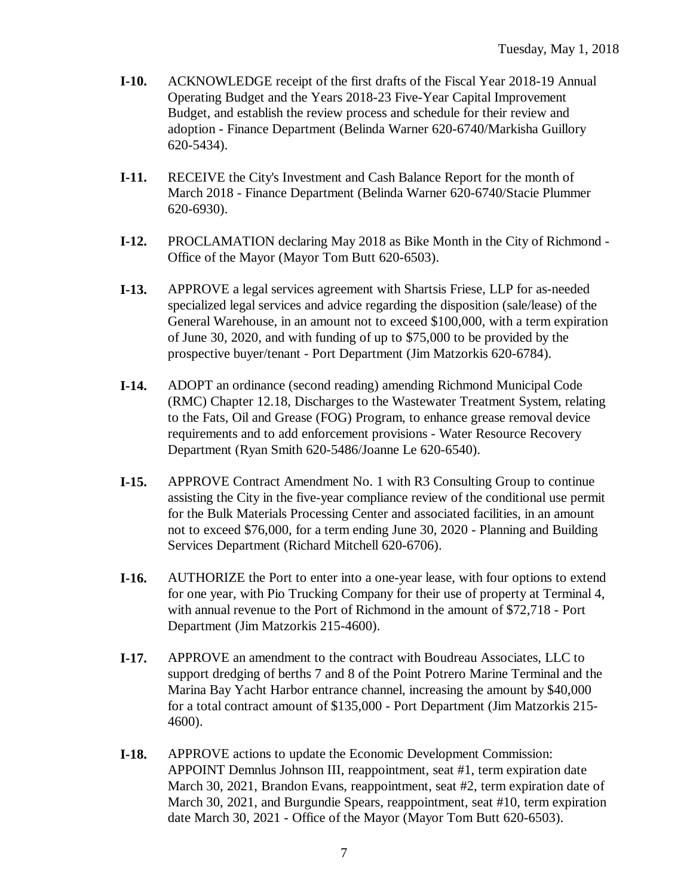**I-10.** ACKNOWLEDGE receipt of the first drafts of the Fiscal Year 2018-19 Annual Operating Budget and the Years 2018-23 Five-Year Capital Improvement Budget, and establish the review process and schedule for their review and adoption - Finance Department (Belinda Warner 620-6740/Markisha Guillory 620-5434).

**I-11.** RECEIVE the City's Investment and Cash Balance Report for the month of March 2018 - Finance Department (Belinda Warner 620-6740/Stacie Plummer 620-6930).

**I-12.** PROCLAMATION declaring May 2018 as Bike Month in the City of Richmond - Office of the Mayor (Mayor Tom Butt 620-6503).

**I-13.** APPROVE a legal services agreement with Shartsis Friese, LLP for as-needed specialized legal services and advice regarding the disposition (sale/lease) of the General Warehouse, in an amount not to exceed $100,000, with a term expiration of June 30, 2020, and with funding of up to $75,000 to be provided by the prospective buyer/tenant - Port Department (Jim Matzorkis 620-6784).

**I-14.** ADOPT an ordinance (second reading) amending Richmond Municipal Code (RMC) Chapter 12.18, Discharges to the Wastewater Treatment System, relating to the Fats, Oil and Grease (FOG) Program, to enhance grease removal device requirements and to add enforcement provisions - Water Resource Recovery Department (Ryan Smith 620-5486/Joanne Le 620-6540).

**I-15.** APPROVE Contract Amendment No. 1 with R3 Consulting Group to continue assisting the City in the five-year compliance review of the conditional use permit for the Bulk Materials Processing Center and associated facilities, in an amount not to exceed $76,000, for a term ending June 30, 2020 - Planning and Building Services Department (Richard Mitchell 620-6706).

**I-16.** AUTHORIZE the Port to enter into a one-year lease, with four options to extend for one year, with Pio Trucking Company for their use of property at Terminal 4, with annual revenue to the Port of Richmond in the amount of $72,718 - Port Department (Jim Matzorkis 215-4600).

**I-17.** APPROVE an amendment to the contract with Boudreau Associates, LLC to support dredging of berths 7 and 8 of the Point Potrero Marine Terminal and the Marina Bay Yacht Harbor entrance channel, increasing the amount by $40,000 for a total contract amount of $135,000 - Port Department (Jim Matzorkis 215-4600).

**I-18.** APPROVE actions to update the Economic Development Commission: APPOINT Demnlus Johnson III, reappointment, seat #1, term expiration date March 30, 2021, Brandon Evans, reappointment, seat #2, term expiration date of March 30, 2021, and Burgundie Spears, reappointment, seat #10, term expiration date March 30, 2021 - Office of the Mayor (Mayor Tom Butt 620-6503).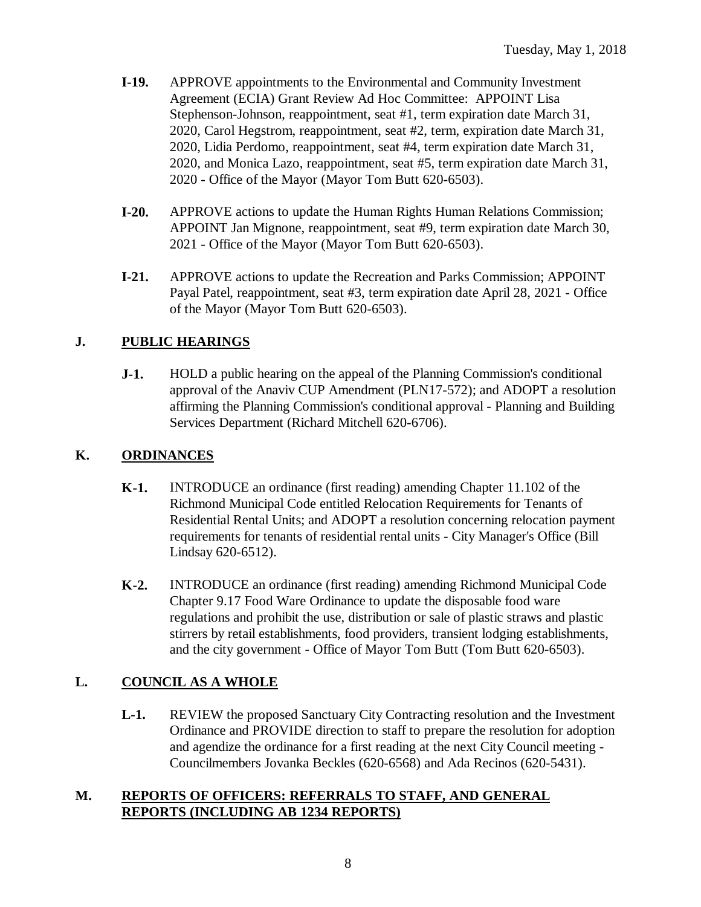- **I-19.** APPROVE appointments to the Environmental and Community Investment Agreement (ECIA) Grant Review Ad Hoc Committee: APPOINT Lisa Stephenson-Johnson, reappointment, seat #1, term expiration date March 31, 2020, Carol Hegstrom, reappointment, seat #2, term, expiration date March 31, 2020, Lidia Perdomo, reappointment, seat #4, term expiration date March 31, 2020, and Monica Lazo, reappointment, seat #5, term expiration date March 31, 2020 - Office of the Mayor (Mayor Tom Butt 620-6503).

- **I-20.** APPROVE actions to update the Human Rights Human Relations Commission; APPOINT Jan Mignone, reappointment, seat #9, term expiration date March 30, 2021 - Office of the Mayor (Mayor Tom Butt 620-6503).

- **I-21.** APPROVE actions to update the Recreation and Parks Commission; APPOINT Payal Patel, reappointment, seat #3, term expiration date April 28, 2021 - Office of the Mayor (Mayor Tom Butt 620-6503).

## J. PUBLIC HEARINGS

- **J-1.** HOLD a public hearing on the appeal of the Planning Commission's conditional approval of the Anaviv CUP Amendment (PLN17-572); and ADOPT a resolution affirming the Planning Commission's conditional approval - Planning and Building Services Department (Richard Mitchell 620-6706).

## K. ORDINANCES

- **K-1.** INTRODUCE an ordinance (first reading) amending Chapter 11.102 of the Richmond Municipal Code entitled Relocation Requirements for Tenants of Residential Rental Units; and ADOPT a resolution concerning relocation payment requirements for tenants of residential rental units - City Manager's Office (Bill Lindsay 620-6512).

- **K-2.** INTRODUCE an ordinance (first reading) amending Richmond Municipal Code Chapter 9.17 Food Ware Ordinance to update the disposable food ware regulations and prohibit the use, distribution or sale of plastic straws and plastic stirrers by retail establishments, food providers, transient lodging establishments, and the city government - Office of Mayor Tom Butt (Tom Butt 620-6503).

## L. COUNCIL AS A WHOLE

- **L-1.** REVIEW the proposed Sanctuary City Contracting resolution and the Investment Ordinance and PROVIDE direction to staff to prepare the resolution for adoption and agendize the ordinance for a first reading at the next City Council meeting - Councilmembers Jovanka Beckles (620-6568) and Ada Recinos (620-5431).

## M. REPORTS OF OFFICERS: REFERRALS TO STAFF, AND GENERAL REPORTS (INCLUDING AB 1234 REPORTS)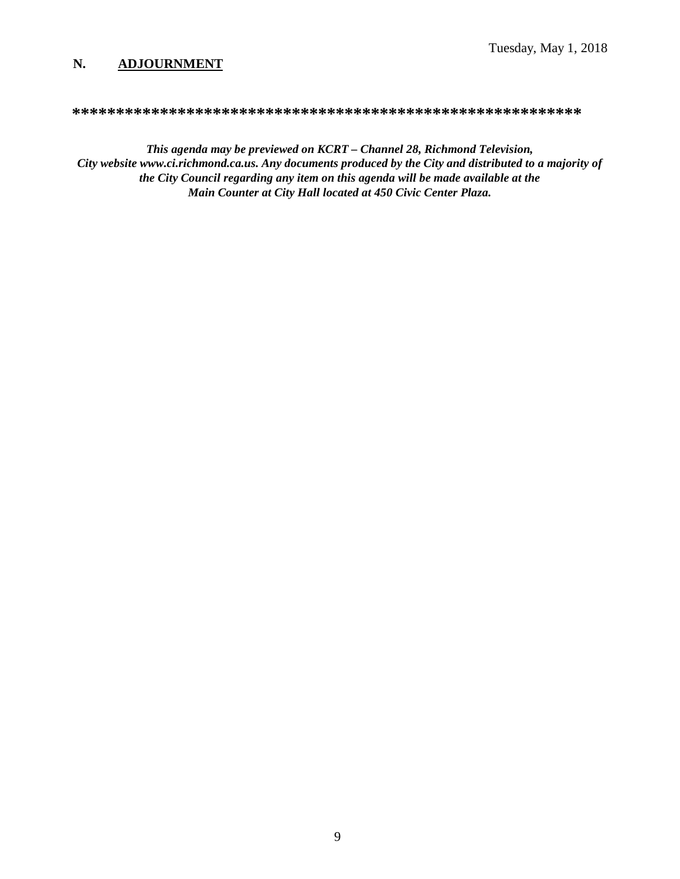## N. ADJOURNMENT

**\*\*\*\*\*\*\*\*\*\*\*\*\*\*\*\*\*\*\*\*\*\*\*\*\*\*\*\*\*\*\*\*\*\*\*\*\*\*\*\*\*\*\*\*\*\*\*\*\*\*\*\*\*\*\*\*\*\*\*\*\***

***This agenda may be previewed on KCRT – Channel 28, Richmond Television, City website www.ci.richmond.ca.us. Any documents produced by the City and distributed to a majority of the City Council regarding any item on this agenda will be made available at the Main Counter at City Hall located at 450 Civic Center Plaza.***